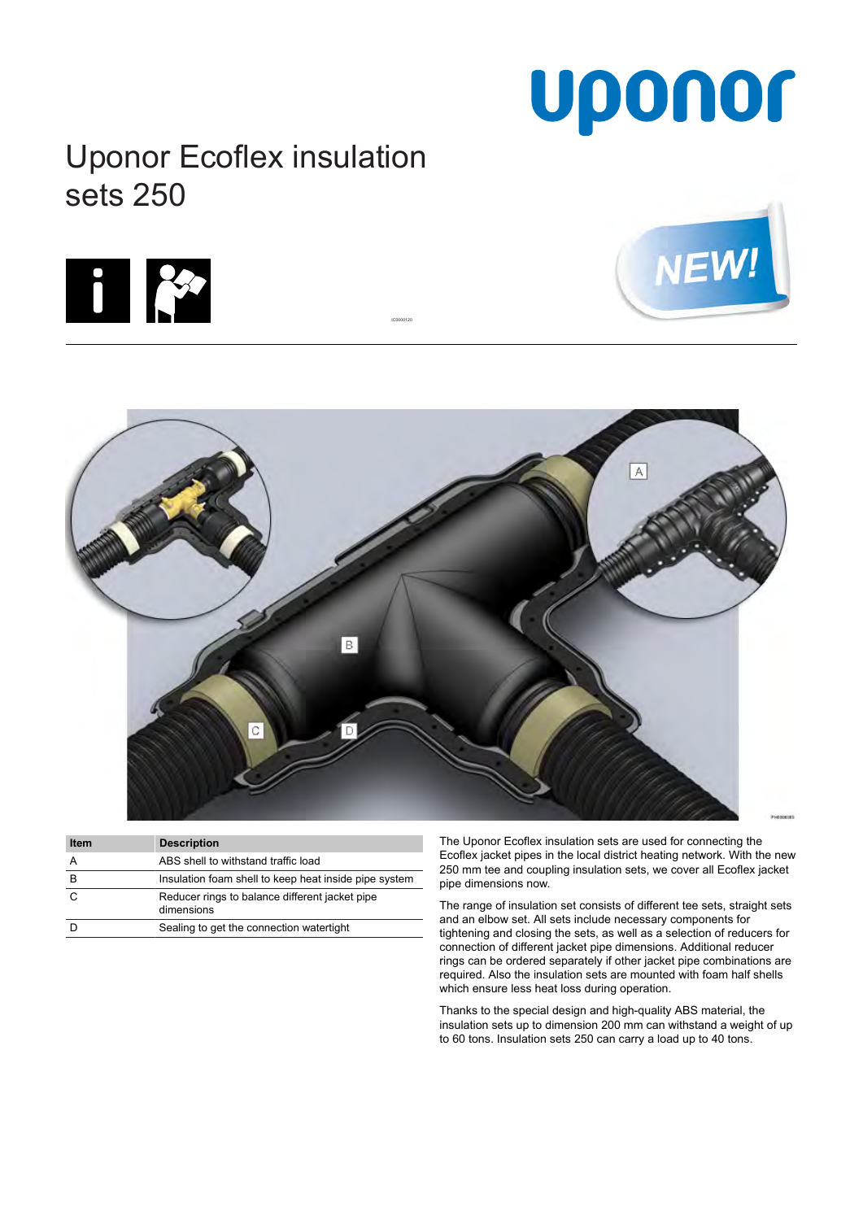# Uponor Ecoflex insulation sets 250

| Item | Description |
| --- | --- |
| A | ABS shell to withstand traffic load |
| B | Insulation foam shell to keep heat inside pipe system |
| C | Reducer rings to balance different jacket pipe dimensions |
| D | Sealing to get the connection watertight |

The Uponor Ecoflex insulation sets are used for connecting the Ecoflex jacket pipes in the local district heating network. With the new 250 mm tee and coupling insulation sets, we cover all Ecoflex jacket pipe dimensions now.

The range of insulation set consists of different tee sets, straight sets and an elbow set. All sets include necessary components for tightening and closing the sets, as well as a selection of reducers for connection of different jacket pipe dimensions. Additional reducer rings can be ordered separately if other jacket pipe combinations are required. Also the insulation sets are mounted with foam half shells which ensure less heat loss during operation.

Thanks to the special design and high-quality ABS material, the insulation sets up to dimension 200 mm can withstand a weight of up to 60 tons. Insulation sets 250 can carry a load up to 40 tons.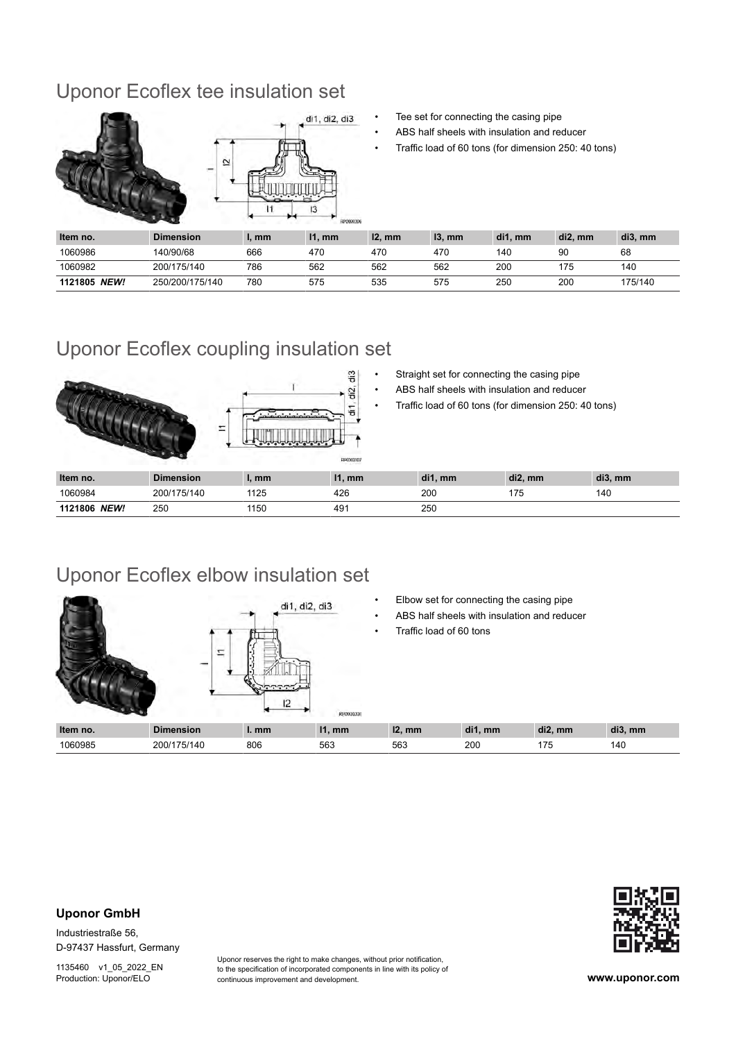## Uponor Ecoflex tee insulation set

- Tee set for connecting the casing pipe
- ABS half sheels with insulation and reducer
- Traffic load of 60 tons (for dimension 250: 40 tons)

| Item no. | Dimension | l, mm | l1, mm | l2, mm | l3, mm | di1, mm | di2, mm | di3, mm |
|---|---|---|---|---|---|---|---|---|
| 1060986 | 140/90/68 | 666 | 470 | 470 | 470 | 140 | 90 | 68 |
| 1060982 | 200/175/140 | 786 | 562 | 562 | 562 | 200 | 175 | 140 |
| **1121805** ***NEW!*** | 250/200/175/140 | 780 | 575 | 535 | 575 | 250 | 200 | 175/140 |

## Uponor Ecoflex coupling insulation set

- Straight set for connecting the casing pipe
- ABS half sheels with insulation and reducer
- Traffic load of 60 tons (for dimension 250: 40 tons)

| Item no. | Dimension | l, mm | l1, mm | di1, mm | di2, mm | di3, mm |
|---|---|---|---|---|---|---|
| 1060984 | 200/175/140 | 1125 | 426 | 200 | 175 | 140 |
| **1121806** ***NEW!*** | 250 | 1150 | 491 | 250 | | |

## Uponor Ecoflex elbow insulation set

- Elbow set for connecting the casing pipe
- ABS half sheels with insulation and reducer
- Traffic load of 60 tons

| Item no. | Dimension | l. mm | l1, mm | l2, mm | di1, mm | di2, mm | di3, mm |
|---|---|---|---|---|---|---|---|
| 1060985 | 200/175/140 | 806 | 563 | 563 | 200 | 175 | 140 |

**Uponor GmbH**

Industriestraße 56,
D-97437 Hassfurt, Germany

1135460 v1_05_2022_EN
Production: Uponor/ELO

Uponor reserves the right to make changes, without prior notification, to the specification of incorporated components in line with its policy of continuous improvement and development.

**www.uponor.com**